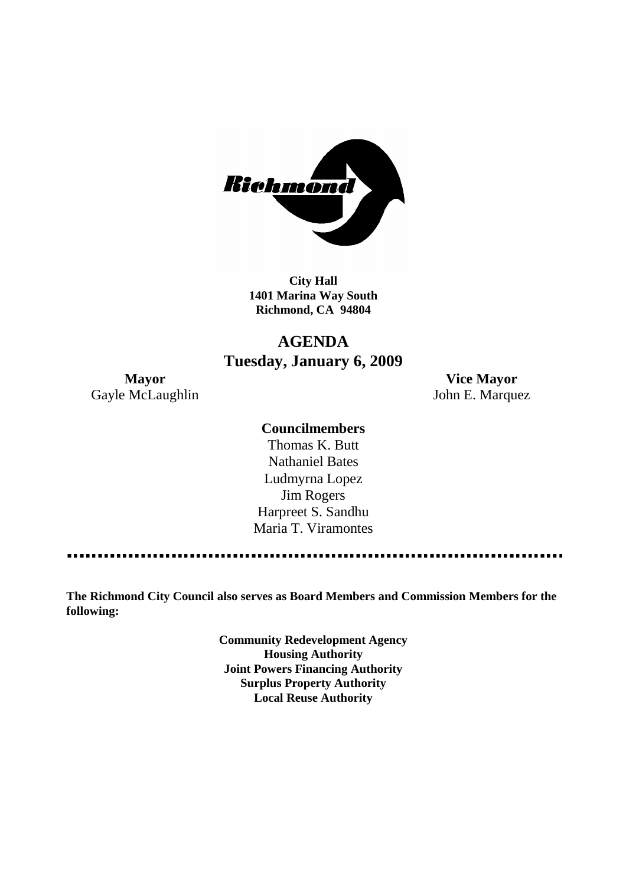**City Hall**
**1401 Marina Way South**
**Richmond, CA 94804**

# AGENDA
## Tuesday, January 6, 2009

**Mayor**
Gayle McLaughlin

**Vice Mayor**
John E. Marquez

**Councilmembers**
Thomas K. Butt
Nathaniel Bates
Ludmyrna Lopez
Jim Rogers
Harpreet S. Sandhu
Maria T. Viramontes

---

**The Richmond City Council also serves as Board Members and Commission Members for the following:**

**Community Redevelopment Agency**
**Housing Authority**
**Joint Powers Financing Authority**
**Surplus Property Authority**
**Local Reuse Authority**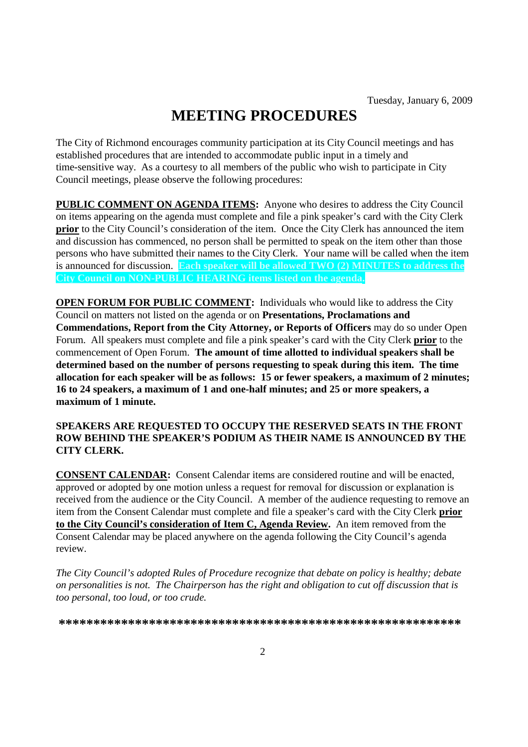Tuesday, January 6, 2009

# MEETING PROCEDURES

The City of Richmond encourages community participation at its City Council meetings and has established procedures that are intended to accommodate public input in a timely and time-sensitive way. As a courtesy to all members of the public who wish to participate in City Council meetings, please observe the following procedures:

**PUBLIC COMMENT ON AGENDA ITEMS:** Anyone who desires to address the City Council on items appearing on the agenda must complete and file a pink speaker's card with the City Clerk **prior** to the City Council's consideration of the item. Once the City Clerk has announced the item and discussion has commenced, no person shall be permitted to speak on the item other than those persons who have submitted their names to the City Clerk. Your name will be called when the item is announced for discussion. **Each speaker will be allowed TWO (2) MINUTES to address the City Council on NON-PUBLIC HEARING items listed on the agenda.**

**OPEN FORUM FOR PUBLIC COMMENT:** Individuals who would like to address the City Council on matters not listed on the agenda or on **Presentations, Proclamations and Commendations, Report from the City Attorney, or Reports of Officers** may do so under Open Forum. All speakers must complete and file a pink speaker's card with the City Clerk **prior** to the commencement of Open Forum. **The amount of time allotted to individual speakers shall be determined based on the number of persons requesting to speak during this item. The time allocation for each speaker will be as follows: 15 or fewer speakers, a maximum of 2 minutes; 16 to 24 speakers, a maximum of 1 and one-half minutes; and 25 or more speakers, a maximum of 1 minute.**

**SPEAKERS ARE REQUESTED TO OCCUPY THE RESERVED SEATS IN THE FRONT ROW BEHIND THE SPEAKER'S PODIUM AS THEIR NAME IS ANNOUNCED BY THE CITY CLERK.**

**CONSENT CALENDAR:** Consent Calendar items are considered routine and will be enacted, approved or adopted by one motion unless a request for removal for discussion or explanation is received from the audience or the City Council. A member of the audience requesting to remove an item from the Consent Calendar must complete and file a speaker's card with the City Clerk **prior to the City Council's consideration of Item C, Agenda Review.** An item removed from the Consent Calendar may be placed anywhere on the agenda following the City Council's agenda review.

*The City Council's adopted Rules of Procedure recognize that debate on policy is healthy; debate on personalities is not. The Chairperson has the right and obligation to cut off discussion that is too personal, too loud, or too crude.*

**\*\*\*\*\*\*\*\*\*\*\*\*\*\*\*\*\*\*\*\*\*\*\*\*\*\*\*\*\*\*\*\*\*\*\*\*\*\*\*\*\*\*\*\*\*\*\*\*\*\*\*\*\*\*\*\*\*\*\***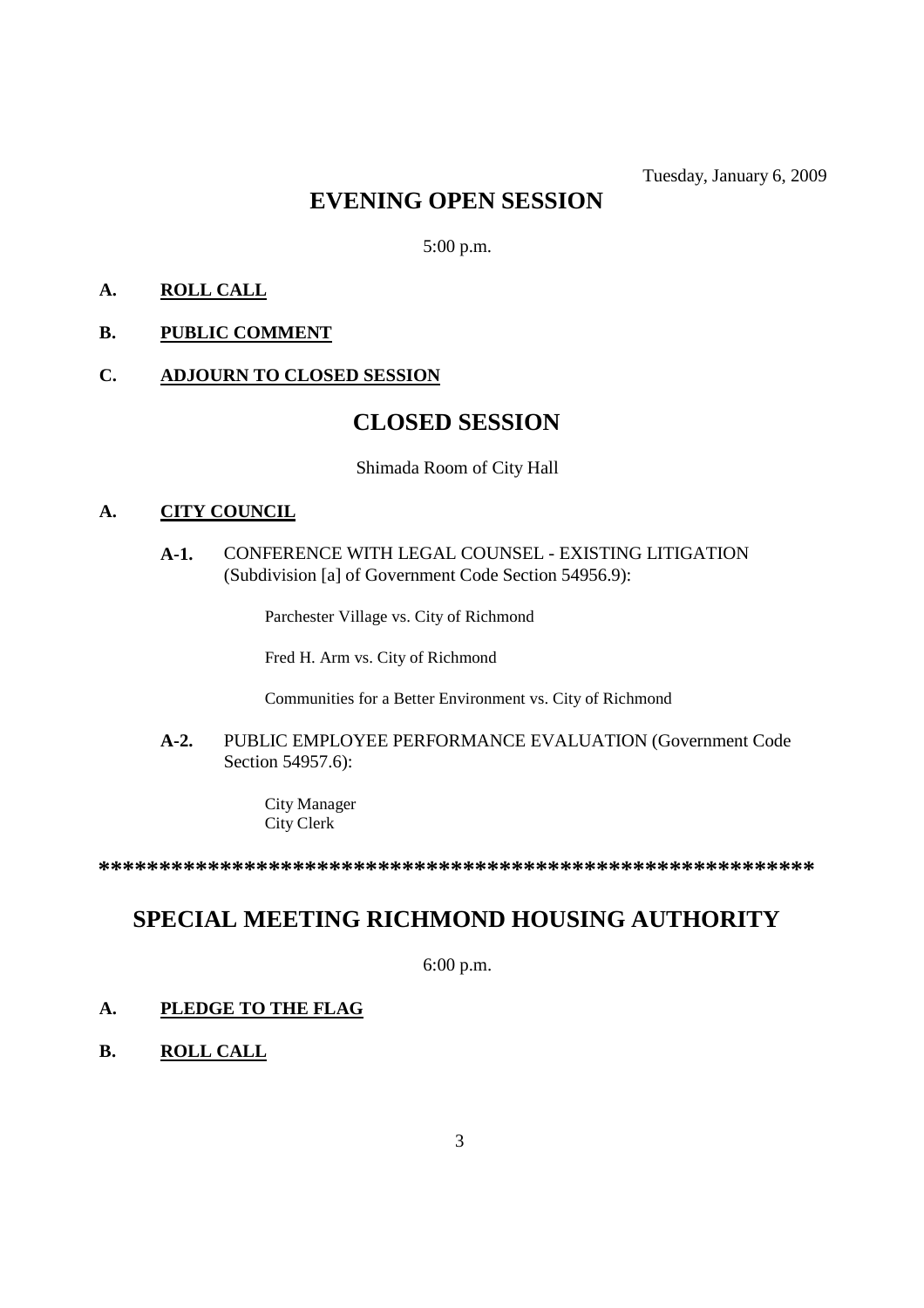Tuesday, January 6, 2009

# EVENING OPEN SESSION

5:00 p.m.

**A. ROLL CALL**

**B. PUBLIC COMMENT**

**C. ADJOURN TO CLOSED SESSION**

# CLOSED SESSION

Shimada Room of City Hall

**A. CITY COUNCIL**

**A-1.** CONFERENCE WITH LEGAL COUNSEL - EXISTING LITIGATION (Subdivision [a] of Government Code Section 54956.9):

Parchester Village vs. City of Richmond

Fred H. Arm vs. City of Richmond

Communities for a Better Environment vs. City of Richmond

**A-2.** PUBLIC EMPLOYEE PERFORMANCE EVALUATION (Government Code Section 54957.6):

City Manager
City Clerk

***********************************************************

# SPECIAL MEETING RICHMOND HOUSING AUTHORITY

6:00 p.m.

**A. PLEDGE TO THE FLAG**

**B. ROLL CALL**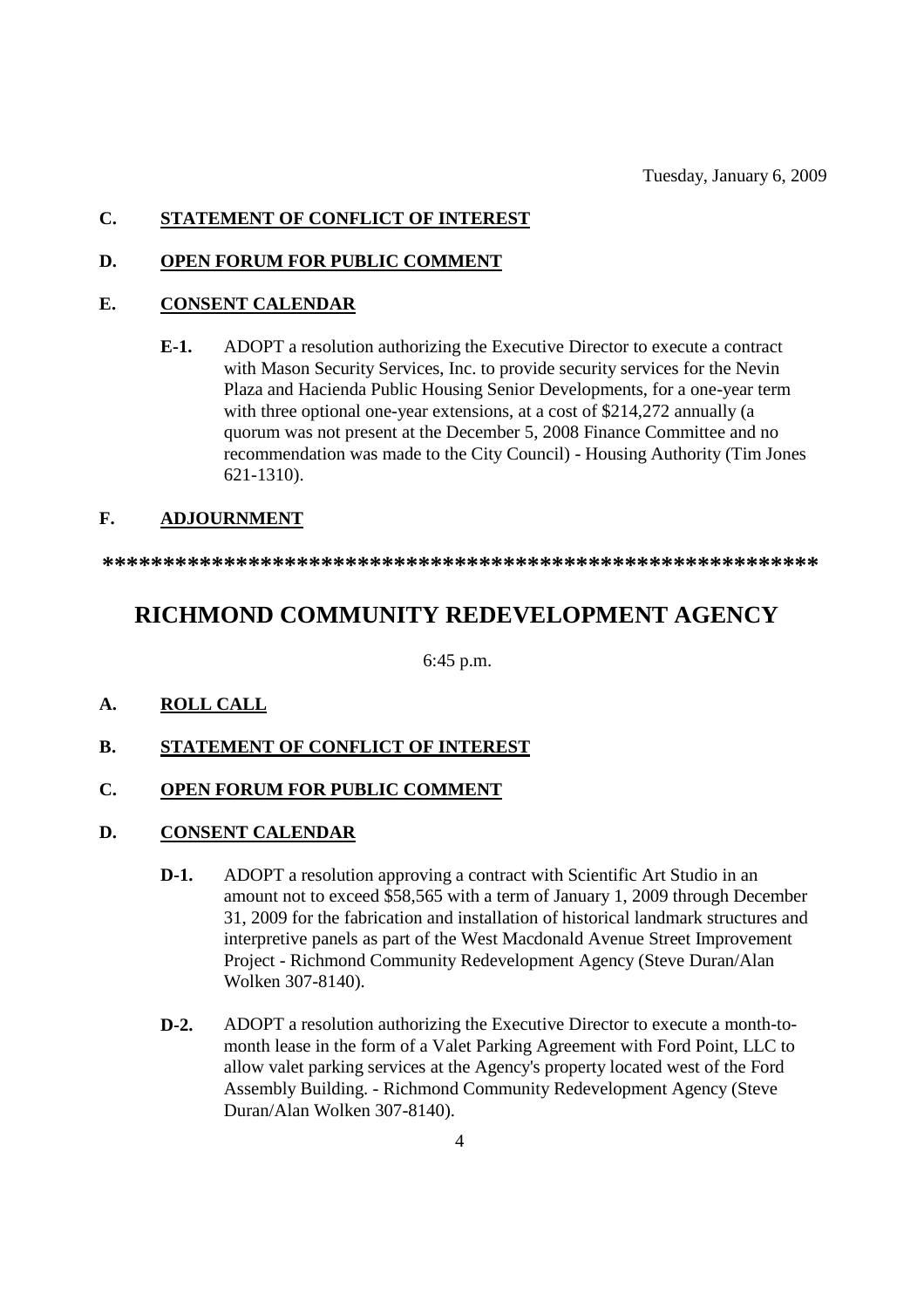Tuesday, January 6, 2009

**C. STATEMENT OF CONFLICT OF INTEREST**

**D. OPEN FORUM FOR PUBLIC COMMENT**

**E. CONSENT CALENDAR**

- **E-1.** ADOPT a resolution authorizing the Executive Director to execute a contract with Mason Security Services, Inc. to provide security services for the Nevin Plaza and Hacienda Public Housing Senior Developments, for a one-year term with three optional one-year extensions, at a cost of $214,272 annually (a quorum was not present at the December 5, 2008 Finance Committee and no recommendation was made to the City Council) - Housing Authority (Tim Jones 621-1310).

**F. ADJOURNMENT**

**************************************************************

## RICHMOND COMMUNITY REDEVELOPMENT AGENCY

6:45 p.m.

**A. ROLL CALL**

**B. STATEMENT OF CONFLICT OF INTEREST**

**C. OPEN FORUM FOR PUBLIC COMMENT**

**D. CONSENT CALENDAR**

- **D-1.** ADOPT a resolution approving a contract with Scientific Art Studio in an amount not to exceed $58,565 with a term of January 1, 2009 through December 31, 2009 for the fabrication and installation of historical landmark structures and interpretive panels as part of the West Macdonald Avenue Street Improvement Project - Richmond Community Redevelopment Agency (Steve Duran/Alan Wolken 307-8140).

- **D-2.** ADOPT a resolution authorizing the Executive Director to execute a month-to-month lease in the form of a Valet Parking Agreement with Ford Point, LLC to allow valet parking services at the Agency's property located west of the Ford Assembly Building. - Richmond Community Redevelopment Agency (Steve Duran/Alan Wolken 307-8140).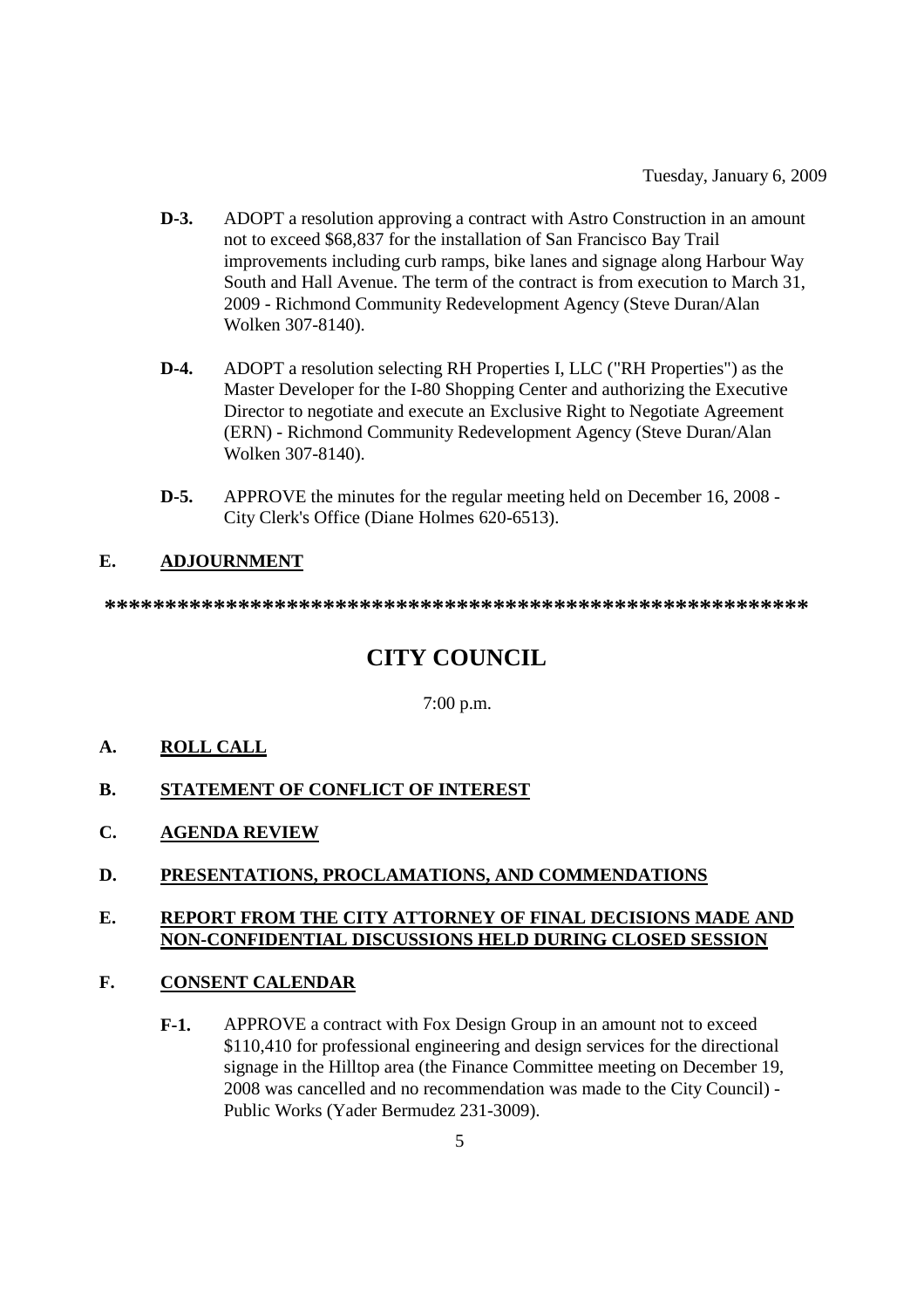Tuesday, January 6, 2009

**D-3.** ADOPT a resolution approving a contract with Astro Construction in an amount not to exceed $68,837 for the installation of San Francisco Bay Trail improvements including curb ramps, bike lanes and signage along Harbour Way South and Hall Avenue. The term of the contract is from execution to March 31, 2009 - Richmond Community Redevelopment Agency (Steve Duran/Alan Wolken 307-8140).

**D-4.** ADOPT a resolution selecting RH Properties I, LLC ("RH Properties") as the Master Developer for the I-80 Shopping Center and authorizing the Executive Director to negotiate and execute an Exclusive Right to Negotiate Agreement (ERN) - Richmond Community Redevelopment Agency (Steve Duran/Alan Wolken 307-8140).

**D-5.** APPROVE the minutes for the regular meeting held on December 16, 2008 - City Clerk's Office (Diane Holmes 620-6513).

**E. ADJOURNMENT**

**************************************************************

# CITY COUNCIL

7:00 p.m.

**A. ROLL CALL**

**B. STATEMENT OF CONFLICT OF INTEREST**

**C. AGENDA REVIEW**

**D. PRESENTATIONS, PROCLAMATIONS, AND COMMENDATIONS**

**E. REPORT FROM THE CITY ATTORNEY OF FINAL DECISIONS MADE AND NON-CONFIDENTIAL DISCUSSIONS HELD DURING CLOSED SESSION**

**F. CONSENT CALENDAR**

**F-1.** APPROVE a contract with Fox Design Group in an amount not to exceed $110,410 for professional engineering and design services for the directional signage in the Hilltop area (the Finance Committee meeting on December 19, 2008 was cancelled and no recommendation was made to the City Council) - Public Works (Yader Bermudez 231-3009).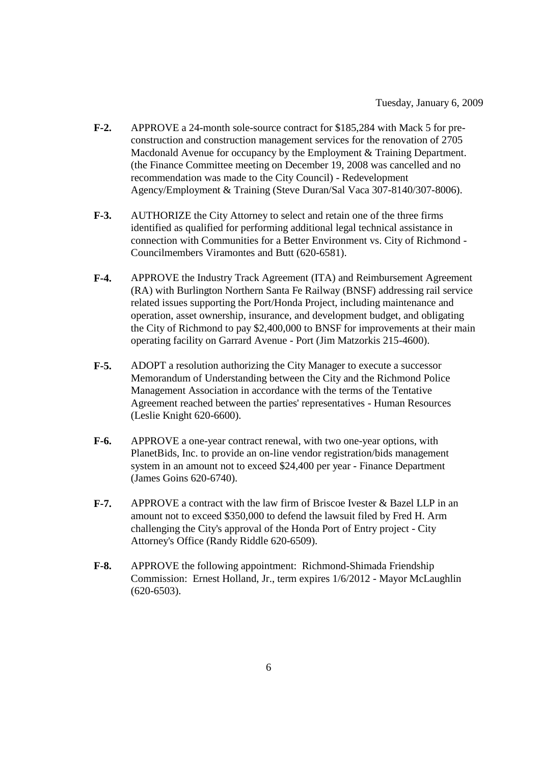Tuesday, January 6, 2009

**F-2.** APPROVE a 24-month sole-source contract for $185,284 with Mack 5 for pre-construction and construction management services for the renovation of 2705 Macdonald Avenue for occupancy by the Employment & Training Department. (the Finance Committee meeting on December 19, 2008 was cancelled and no recommendation was made to the City Council) - Redevelopment Agency/Employment & Training (Steve Duran/Sal Vaca 307-8140/307-8006).

**F-3.** AUTHORIZE the City Attorney to select and retain one of the three firms identified as qualified for performing additional legal technical assistance in connection with Communities for a Better Environment vs. City of Richmond - Councilmembers Viramontes and Butt (620-6581).

**F-4.** APPROVE the Industry Track Agreement (ITA) and Reimbursement Agreement (RA) with Burlington Northern Santa Fe Railway (BNSF) addressing rail service related issues supporting the Port/Honda Project, including maintenance and operation, asset ownership, insurance, and development budget, and obligating the City of Richmond to pay $2,400,000 to BNSF for improvements at their main operating facility on Garrard Avenue - Port (Jim Matzorkis 215-4600).

**F-5.** ADOPT a resolution authorizing the City Manager to execute a successor Memorandum of Understanding between the City and the Richmond Police Management Association in accordance with the terms of the Tentative Agreement reached between the parties' representatives - Human Resources (Leslie Knight 620-6600).

**F-6.** APPROVE a one-year contract renewal, with two one-year options, with PlanetBids, Inc. to provide an on-line vendor registration/bids management system in an amount not to exceed $24,400 per year - Finance Department (James Goins 620-6740).

**F-7.** APPROVE a contract with the law firm of Briscoe Ivester & Bazel LLP in an amount not to exceed $350,000 to defend the lawsuit filed by Fred H. Arm challenging the City's approval of the Honda Port of Entry project - City Attorney's Office (Randy Riddle 620-6509).

**F-8.** APPROVE the following appointment: Richmond-Shimada Friendship Commission: Ernest Holland, Jr., term expires 1/6/2012 - Mayor McLaughlin (620-6503).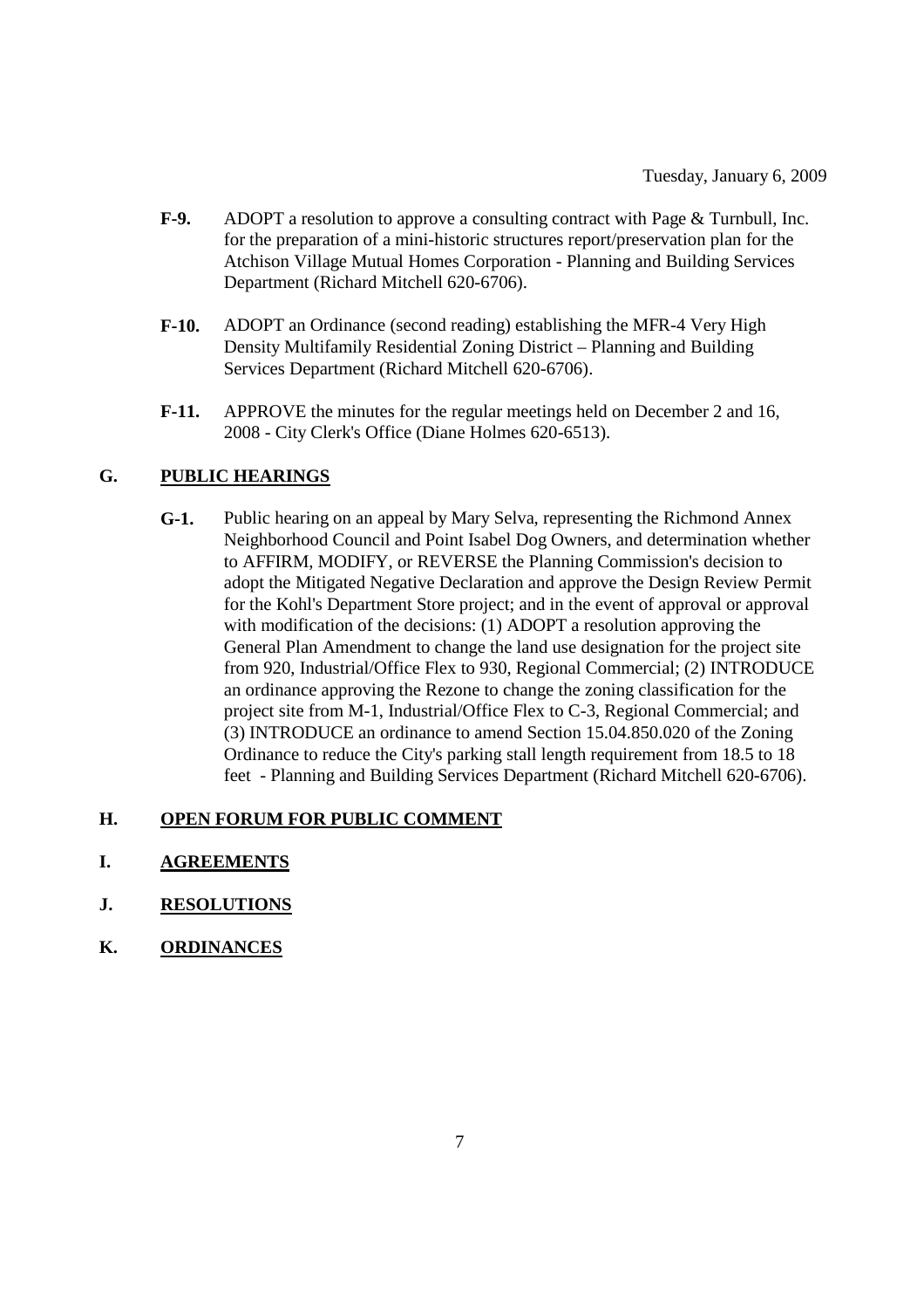Tuesday, January 6, 2009

**F-9.** ADOPT a resolution to approve a consulting contract with Page & Turnbull, Inc. for the preparation of a mini-historic structures report/preservation plan for the Atchison Village Mutual Homes Corporation - Planning and Building Services Department (Richard Mitchell 620-6706).

**F-10.** ADOPT an Ordinance (second reading) establishing the MFR-4 Very High Density Multifamily Residential Zoning District – Planning and Building Services Department (Richard Mitchell 620-6706).

**F-11.** APPROVE the minutes for the regular meetings held on December 2 and 16, 2008 - City Clerk's Office (Diane Holmes 620-6513).

## G. PUBLIC HEARINGS

**G-1.** Public hearing on an appeal by Mary Selva, representing the Richmond Annex Neighborhood Council and Point Isabel Dog Owners, and determination whether to AFFIRM, MODIFY, or REVERSE the Planning Commission's decision to adopt the Mitigated Negative Declaration and approve the Design Review Permit for the Kohl's Department Store project; and in the event of approval or approval with modification of the decisions: (1) ADOPT a resolution approving the General Plan Amendment to change the land use designation for the project site from 920, Industrial/Office Flex to 930, Regional Commercial; (2) INTRODUCE an ordinance approving the Rezone to change the zoning classification for the project site from M-1, Industrial/Office Flex to C-3, Regional Commercial; and (3) INTRODUCE an ordinance to amend Section 15.04.850.020 of the Zoning Ordinance to reduce the City's parking stall length requirement from 18.5 to 18 feet - Planning and Building Services Department (Richard Mitchell 620-6706).

## H. OPEN FORUM FOR PUBLIC COMMENT

## I. AGREEMENTS

## J. RESOLUTIONS

## K. ORDINANCES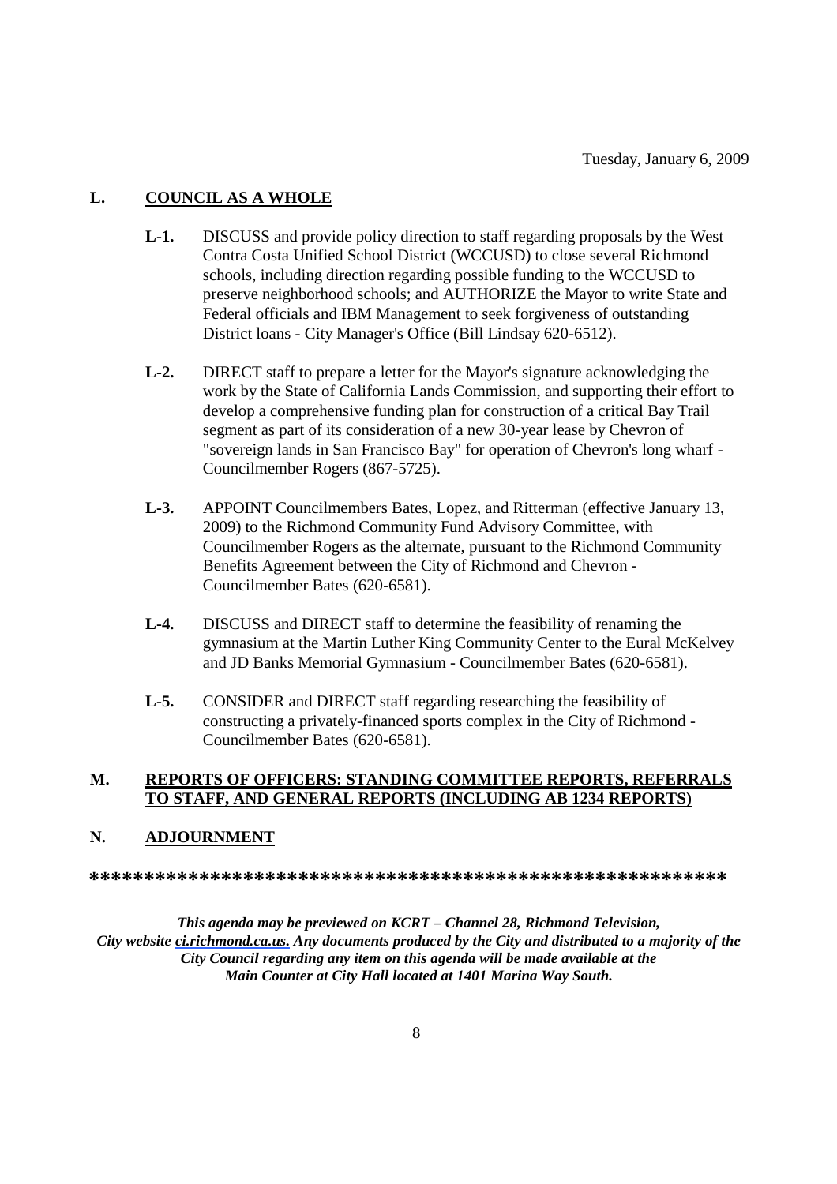Tuesday, January 6, 2009

## L. COUNCIL AS A WHOLE

**L-1.** DISCUSS and provide policy direction to staff regarding proposals by the West Contra Costa Unified School District (WCCUSD) to close several Richmond schools, including direction regarding possible funding to the WCCUSD to preserve neighborhood schools; and AUTHORIZE the Mayor to write State and Federal officials and IBM Management to seek forgiveness of outstanding District loans - City Manager's Office (Bill Lindsay 620-6512).

**L-2.** DIRECT staff to prepare a letter for the Mayor's signature acknowledging the work by the State of California Lands Commission, and supporting their effort to develop a comprehensive funding plan for construction of a critical Bay Trail segment as part of its consideration of a new 30-year lease by Chevron of "sovereign lands in San Francisco Bay" for operation of Chevron's long wharf - Councilmember Rogers (867-5725).

**L-3.** APPOINT Councilmembers Bates, Lopez, and Ritterman (effective January 13, 2009) to the Richmond Community Fund Advisory Committee, with Councilmember Rogers as the alternate, pursuant to the Richmond Community Benefits Agreement between the City of Richmond and Chevron - Councilmember Bates (620-6581).

**L-4.** DISCUSS and DIRECT staff to determine the feasibility of renaming the gymnasium at the Martin Luther King Community Center to the Eural McKelvey and JD Banks Memorial Gymnasium - Councilmember Bates (620-6581).

**L-5.** CONSIDER and DIRECT staff regarding researching the feasibility of constructing a privately-financed sports complex in the City of Richmond - Councilmember Bates (620-6581).

## M. REPORTS OF OFFICERS: STANDING COMMITTEE REPORTS, REFERRALS TO STAFF, AND GENERAL REPORTS (INCLUDING AB 1234 REPORTS)

## N. ADJOURNMENT

**************************************************************

***This agenda may be previewed on KCRT – Channel 28, Richmond Television, City website ci.richmond.ca.us. Any documents produced by the City and distributed to a majority of the City Council regarding any item on this agenda will be made available at the Main Counter at City Hall located at 1401 Marina Way South.***